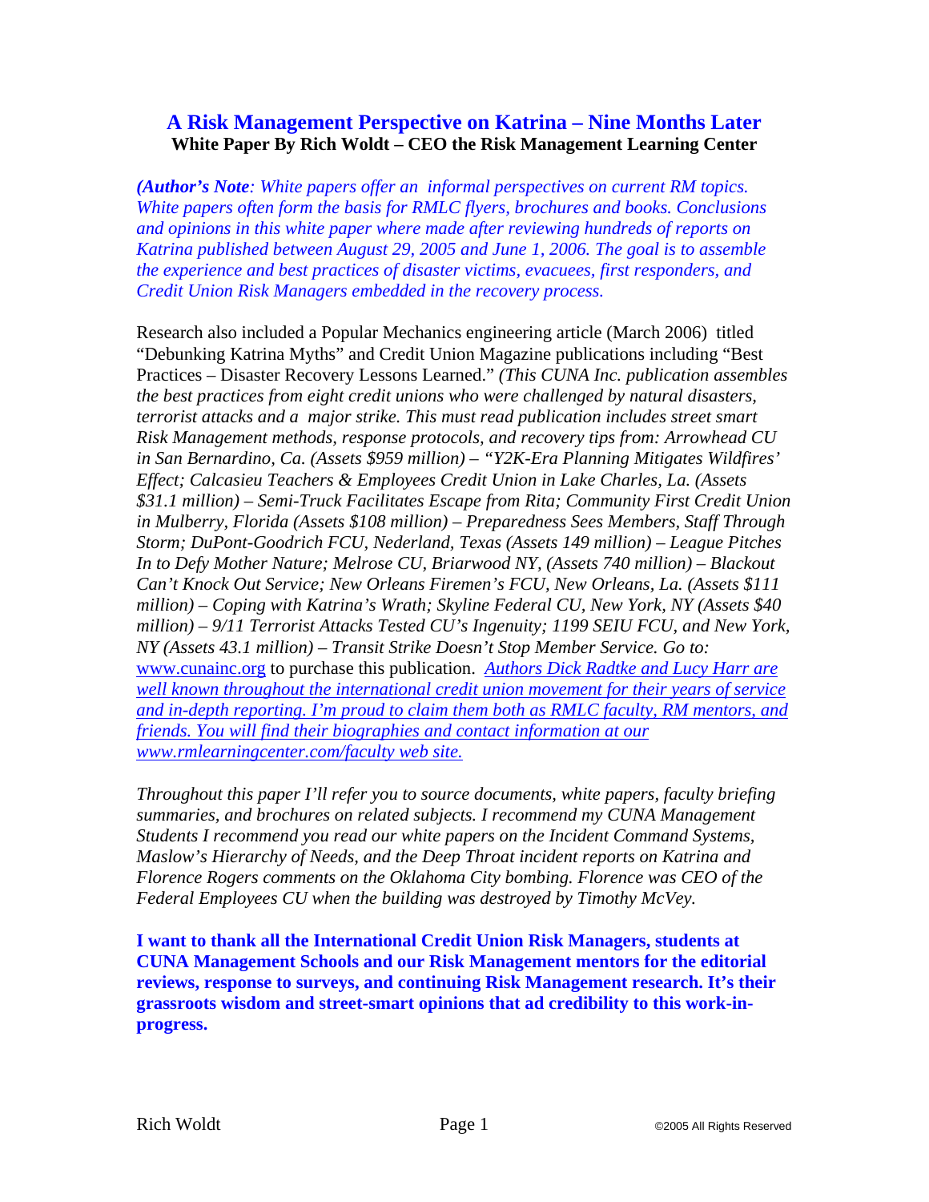# A Risk Management Perspective on Katrina – Nine Months Later

**White Paper By Rich Woldt – CEO the Risk Management Learning Center**

***(Author's Note**: White papers offer an informal perspectives on current RM topics. White papers often form the basis for RMLC flyers, brochures and books. Conclusions and opinions in this white paper where made after reviewing hundreds of reports on Katrina published between August 29, 2005 and June 1, 2006. The goal is to assemble the experience and best practices of disaster victims, evacuees, first responders, and Credit Union Risk Managers embedded in the recovery process.*

Research also included a Popular Mechanics engineering article (March 2006) titled "Debunking Katrina Myths" and Credit Union Magazine publications including "Best Practices – Disaster Recovery Lessons Learned." *(This CUNA Inc. publication assembles the best practices from eight credit unions who were challenged by natural disasters, terrorist attacks and a major strike. This must read publication includes street smart Risk Management methods, response protocols, and recovery tips from: Arrowhead CU in San Bernardino, Ca. (Assets $959 million) – "Y2K-Era Planning Mitigates Wildfires' Effect; Calcasieu Teachers & Employees Credit Union in Lake Charles, La. (Assets $31.1 million) – Semi-Truck Facilitates Escape from Rita; Community First Credit Union in Mulberry, Florida (Assets $108 million) – Preparedness Sees Members, Staff Through Storm; DuPont-Goodrich FCU, Nederland, Texas (Assets 149 million) – League Pitches In to Defy Mother Nature; Melrose CU, Briarwood NY, (Assets 740 million) – Blackout Can't Knock Out Service; New Orleans Firemen's FCU, New Orleans, La. (Assets $111 million) – Coping with Katrina's Wrath; Skyline Federal CU, New York, NY (Assets $40 million) – 9/11 Terrorist Attacks Tested CU's Ingenuity; 1199 SEIU FCU, and New York, NY (Assets 43.1 million) – Transit Strike Doesn't Stop Member Service. Go to:* www.cunainc.org to purchase this publication. *Authors Dick Radtke and Lucy Harr are well known throughout the international credit union movement for their years of service and in-depth reporting. I'm proud to claim them both as RMLC faculty, RM mentors, and friends. You will find their biographies and contact information at our www.rmlearningcenter.com/faculty web site.*

*Throughout this paper I'll refer you to source documents, white papers, faculty briefing summaries, and brochures on related subjects. I recommend my CUNA Management Students I recommend you read our white papers on the Incident Command Systems, Maslow's Hierarchy of Needs, and the Deep Throat incident reports on Katrina and Florence Rogers comments on the Oklahoma City bombing. Florence was CEO of the Federal Employees CU when the building was destroyed by Timothy McVey.*

**I want to thank all the International Credit Union Risk Managers, students at CUNA Management Schools and our Risk Management mentors for the editorial reviews, response to surveys, and continuing Risk Management research. It's their grassroots wisdom and street-smart opinions that ad credibility to this work-in-progress.**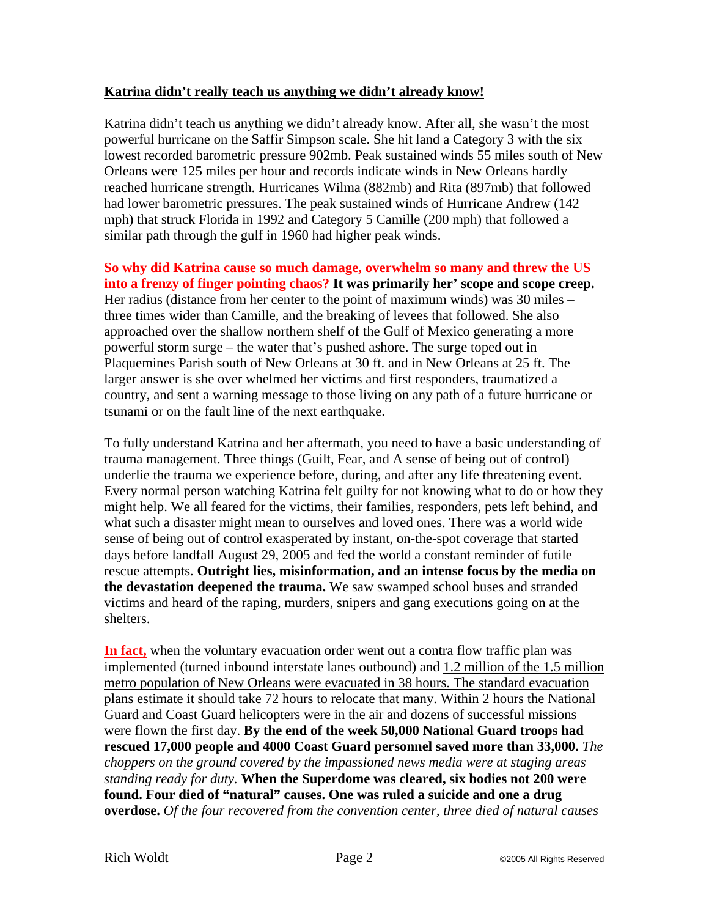**<u>Katrina didn't really teach us anything we didn't already know!</u>**

Katrina didn't teach us anything we didn't already know. After all, she wasn't the most powerful hurricane on the Saffir Simpson scale. She hit land a Category 3 with the six lowest recorded barometric pressure 902mb. Peak sustained winds 55 miles south of New Orleans were 125 miles per hour and records indicate winds in New Orleans hardly reached hurricane strength. Hurricanes Wilma (882mb) and Rita (897mb) that followed had lower barometric pressures. The peak sustained winds of Hurricane Andrew (142 mph) that struck Florida in 1992 and Category 5 Camille (200 mph) that followed a similar path through the gulf in 1960 had higher peak winds.

**So why did Katrina cause so much damage, overwhelm so many and threw the US into a frenzy of finger pointing chaos? It was primarily her' scope and scope creep.** Her radius (distance from her center to the point of maximum winds) was 30 miles – three times wider than Camille, and the breaking of levees that followed. She also approached over the shallow northern shelf of the Gulf of Mexico generating a more powerful storm surge – the water that's pushed ashore. The surge toped out in Plaquemines Parish south of New Orleans at 30 ft. and in New Orleans at 25 ft. The larger answer is she over whelmed her victims and first responders, traumatized a country, and sent a warning message to those living on any path of a future hurricane or tsunami or on the fault line of the next earthquake.

To fully understand Katrina and her aftermath, you need to have a basic understanding of trauma management. Three things (Guilt, Fear, and A sense of being out of control) underlie the trauma we experience before, during, and after any life threatening event. Every normal person watching Katrina felt guilty for not knowing what to do or how they might help. We all feared for the victims, their families, responders, pets left behind, and what such a disaster might mean to ourselves and loved ones. There was a world wide sense of being out of control exasperated by instant, on-the-spot coverage that started days before landfall August 29, 2005 and fed the world a constant reminder of futile rescue attempts. **Outright lies, misinformation, and an intense focus by the media on the devastation deepened the trauma.** We saw swamped school buses and stranded victims and heard of the raping, murders, snipers and gang executions going on at the shelters.

**<u>In fact,</u>** when the voluntary evacuation order went out a contra flow traffic plan was implemented (turned inbound interstate lanes outbound) and <u>1.2 million of the 1.5 million metro population of New Orleans were evacuated in 38 hours. The standard evacuation plans estimate it should take 72 hours to relocate that many.</u> Within 2 hours the National Guard and Coast Guard helicopters were in the air and dozens of successful missions were flown the first day. **By the end of the week 50,000 National Guard troops had rescued 17,000 people and 4000 Coast Guard personnel saved more than 33,000.** *The choppers on the ground covered by the impassioned news media were at staging areas standing ready for duty.* **When the Superdome was cleared, six bodies not 200 were found. Four died of "natural" causes. One was ruled a suicide and one a drug overdose.** *Of the four recovered from the convention center, three died of natural causes*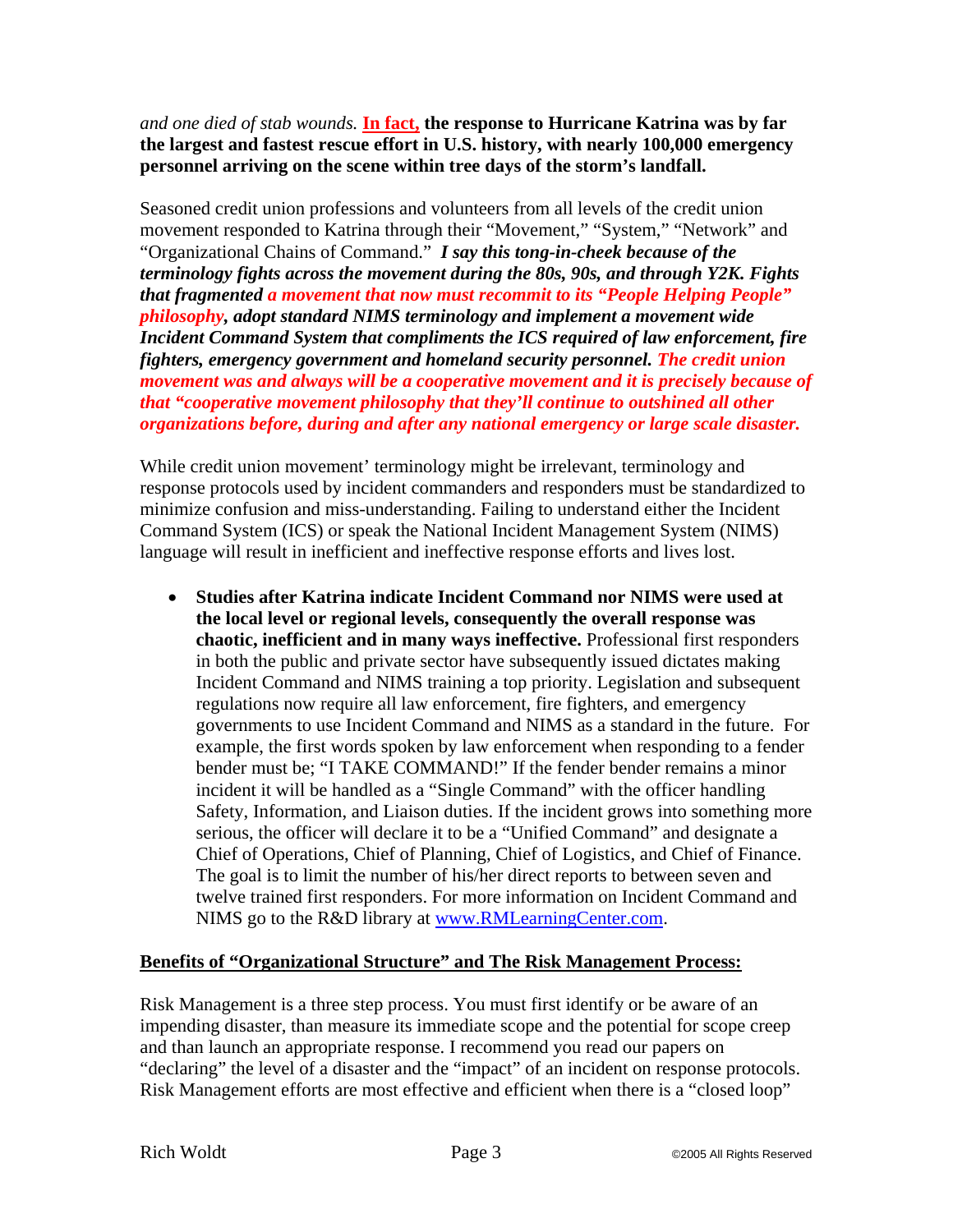*and one died of stab wounds.* **In fact, the response to Hurricane Katrina was by far the largest and fastest rescue effort in U.S. history, with nearly 100,000 emergency personnel arriving on the scene within tree days of the storm's landfall.**

Seasoned credit union professions and volunteers from all levels of the credit union movement responded to Katrina through their "Movement," "System," "Network" and "Organizational Chains of Command." ***I say this tong-in-cheek because of the terminology fights across the movement during the 80s, 90s, and through Y2K. Fights that fragmented a movement that now must recommit to its "People Helping People" philosophy, adopt standard NIMS terminology and implement a movement wide Incident Command System that compliments the ICS required of law enforcement, fire fighters, emergency government and homeland security personnel. The credit union movement was and always will be a cooperative movement and it is precisely because of that "cooperative movement philosophy that they'll continue to outshined all other organizations before, during and after any national emergency or large scale disaster.***

While credit union movement' terminology might be irrelevant, terminology and response protocols used by incident commanders and responders must be standardized to minimize confusion and miss-understanding. Failing to understand either the Incident Command System (ICS) or speak the National Incident Management System (NIMS) language will result in inefficient and ineffective response efforts and lives lost.

- **Studies after Katrina indicate Incident Command nor NIMS were used at the local level or regional levels, consequently the overall response was chaotic, inefficient and in many ways ineffective.** Professional first responders in both the public and private sector have subsequently issued dictates making Incident Command and NIMS training a top priority. Legislation and subsequent regulations now require all law enforcement, fire fighters, and emergency governments to use Incident Command and NIMS as a standard in the future. For example, the first words spoken by law enforcement when responding to a fender bender must be; "I TAKE COMMAND!" If the fender bender remains a minor incident it will be handled as a "Single Command" with the officer handling Safety, Information, and Liaison duties. If the incident grows into something more serious, the officer will declare it to be a "Unified Command" and designate a Chief of Operations, Chief of Planning, Chief of Logistics, and Chief of Finance. The goal is to limit the number of his/her direct reports to between seven and twelve trained first responders. For more information on Incident Command and NIMS go to the R&D library at www.RMLearningCenter.com.

## Benefits of "Organizational Structure" and The Risk Management Process:

Risk Management is a three step process. You must first identify or be aware of an impending disaster, than measure its immediate scope and the potential for scope creep and than launch an appropriate response. I recommend you read our papers on "declaring" the level of a disaster and the "impact" of an incident on response protocols. Risk Management efforts are most effective and efficient when there is a "closed loop"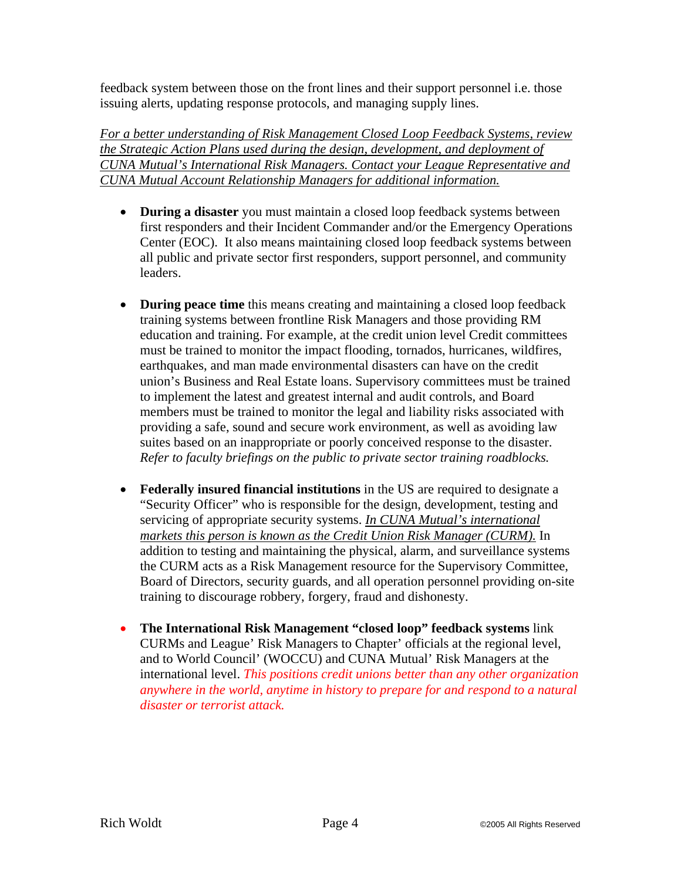feedback system between those on the front lines and their support personnel i.e. those issuing alerts, updating response protocols, and managing supply lines.

*For a better understanding of Risk Management Closed Loop Feedback Systems, review the Strategic Action Plans used during the design, development, and deployment of CUNA Mutual's International Risk Managers. Contact your League Representative and CUNA Mutual Account Relationship Managers for additional information.*

- **During a disaster** you must maintain a closed loop feedback systems between first responders and their Incident Commander and/or the Emergency Operations Center (EOC). It also means maintaining closed loop feedback systems between all public and private sector first responders, support personnel, and community leaders.

- **During peace time** this means creating and maintaining a closed loop feedback training systems between frontline Risk Managers and those providing RM education and training. For example, at the credit union level Credit committees must be trained to monitor the impact flooding, tornados, hurricanes, wildfires, earthquakes, and man made environmental disasters can have on the credit union's Business and Real Estate loans. Supervisory committees must be trained to implement the latest and greatest internal and audit controls, and Board members must be trained to monitor the legal and liability risks associated with providing a safe, sound and secure work environment, as well as avoiding law suites based on an inappropriate or poorly conceived response to the disaster. *Refer to faculty briefings on the public to private sector training roadblocks.*

- **Federally insured financial institutions** in the US are required to designate a "Security Officer" who is responsible for the design, development, testing and servicing of appropriate security systems. *In CUNA Mutual's international markets this person is known as the Credit Union Risk Manager (CURM).* In addition to testing and maintaining the physical, alarm, and surveillance systems the CURM acts as a Risk Management resource for the Supervisory Committee, Board of Directors, security guards, and all operation personnel providing on-site training to discourage robbery, forgery, fraud and dishonesty.

- **The International Risk Management "closed loop" feedback systems** link CURMs and League' Risk Managers to Chapter' officials at the regional level, and to World Council' (WOCCU) and CUNA Mutual' Risk Managers at the international level. *This positions credit unions better than any other organization anywhere in the world, anytime in history to prepare for and respond to a natural disaster or terrorist attack.*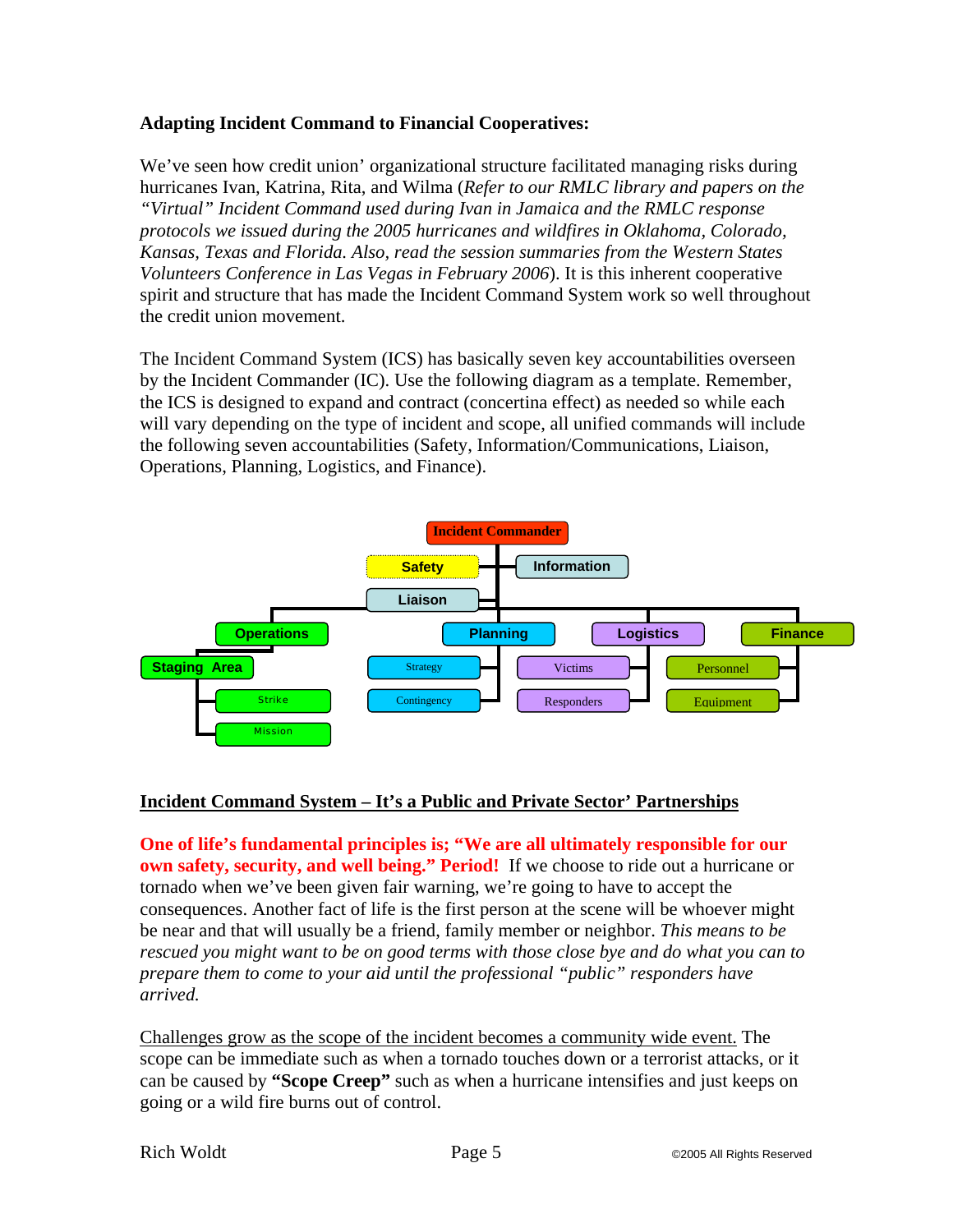**Adapting Incident Command to Financial Cooperatives:**

We've seen how credit union' organizational structure facilitated managing risks during hurricanes Ivan, Katrina, Rita, and Wilma (*Refer to our RMLC library and papers on the "Virtual" Incident Command used during Ivan in Jamaica and the RMLC response protocols we issued during the 2005 hurricanes and wildfires in Oklahoma, Colorado, Kansas, Texas and Florida. Also, read the session summaries from the Western States Volunteers Conference in Las Vegas in February 2006*). It is this inherent cooperative spirit and structure that has made the Incident Command System work so well throughout the credit union movement.

The Incident Command System (ICS) has basically seven key accountabilities overseen by the Incident Commander (IC). Use the following diagram as a template. Remember, the ICS is designed to expand and contract (concertina effect) as needed so while each will vary depending on the type of incident and scope, all unified commands will include the following seven accountabilities (Safety, Information/Communications, Liaison, Operations, Planning, Logistics, and Finance).

- Incident Commander
  - Safety
  - Information
  - Liaison
  - Operations
    - Staging Area
      - Strike
      - Mission
  - Planning
    - Strategy
    - Contingency
  - Logistics
    - Victims
    - Responders
  - Finance
    - Personnel
    - Equipment

<u>**Incident Command System – It's a Public and Private Sector' Partnerships**</u>

**One of life's fundamental principles is; "We are all ultimately responsible for our own safety, security, and well being." Period!** If we choose to ride out a hurricane or tornado when we've been given fair warning, we're going to have to accept the consequences. Another fact of life is the first person at the scene will be whoever might be near and that will usually be a friend, family member or neighbor. *This means to be rescued you might want to be on good terms with those close bye and do what you can to prepare them to come to your aid until the professional "public" responders have arrived.*

<u>Challenges grow as the scope of the incident becomes a community wide event.</u> The scope can be immediate such as when a tornado touches down or a terrorist attacks, or it can be caused by **"Scope Creep"** such as when a hurricane intensifies and just keeps on going or a wild fire burns out of control.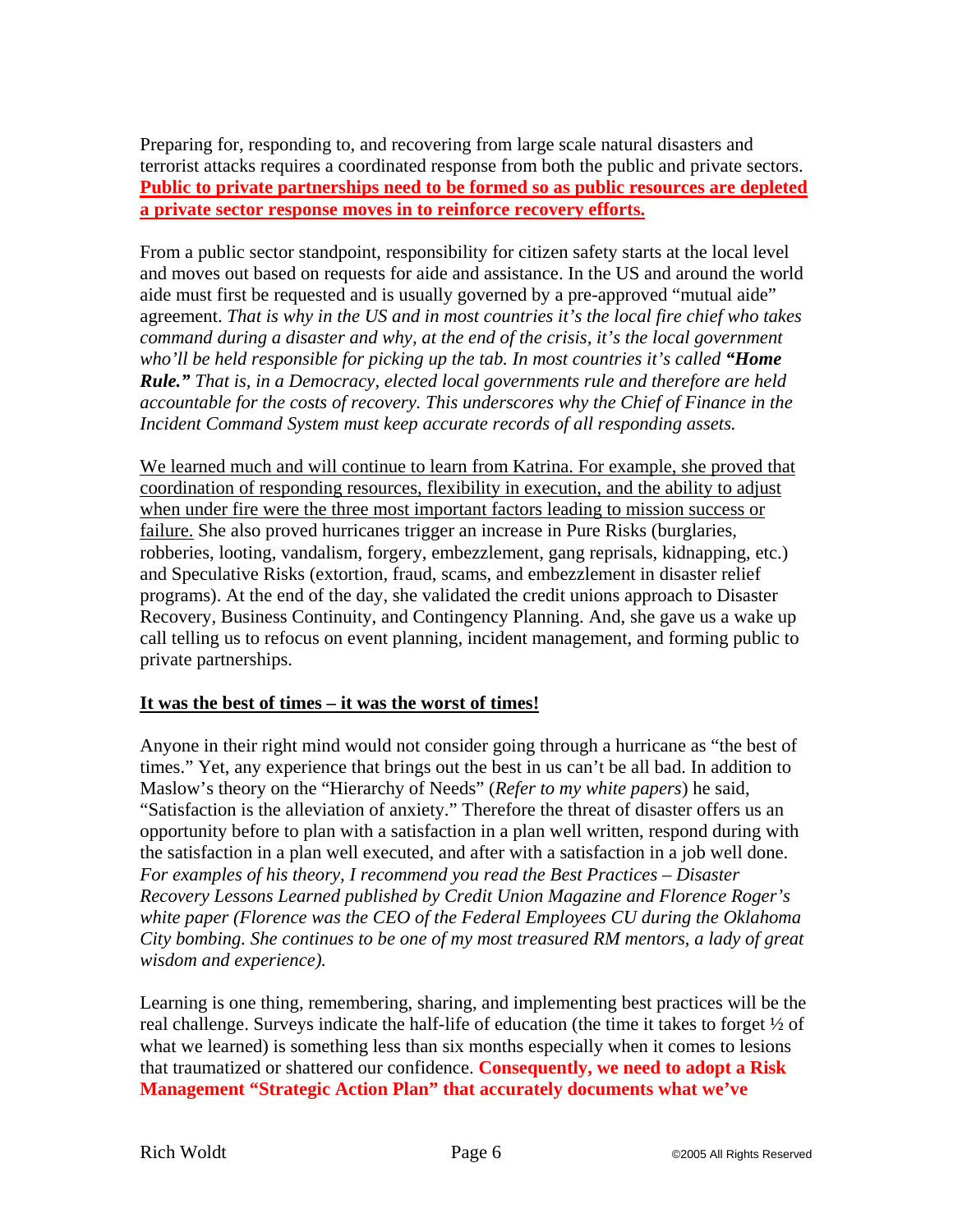Preparing for, responding to, and recovering from large scale natural disasters and terrorist attacks requires a coordinated response from both the public and private sectors. **<u>Public to private partnerships need to be formed so as public resources are depleted a private sector response moves in to reinforce recovery efforts.</u>**

From a public sector standpoint, responsibility for citizen safety starts at the local level and moves out based on requests for aide and assistance. In the US and around the world aide must first be requested and is usually governed by a pre-approved "mutual aide" agreement. *That is why in the US and in most countries it's the local fire chief who takes command during a disaster and why, at the end of the crisis, it's the local government who'll be held responsible for picking up the tab. In most countries it's called **"Home Rule."** That is, in a Democracy, elected local governments rule and therefore are held accountable for the costs of recovery. This underscores why the Chief of Finance in the Incident Command System must keep accurate records of all responding assets.*

<u>We learned much and will continue to learn from Katrina. For example, she proved that coordination of responding resources, flexibility in execution, and the ability to adjust when under fire were the three most important factors leading to mission success or failure.</u> She also proved hurricanes trigger an increase in Pure Risks (burglaries, robberies, looting, vandalism, forgery, embezzlement, gang reprisals, kidnapping, etc.) and Speculative Risks (extortion, fraud, scams, and embezzlement in disaster relief programs). At the end of the day, she validated the credit unions approach to Disaster Recovery, Business Continuity, and Contingency Planning. And, she gave us a wake up call telling us to refocus on event planning, incident management, and forming public to private partnerships.

**<u>It was the best of times – it was the worst of times!</u>**

Anyone in their right mind would not consider going through a hurricane as "the best of times." Yet, any experience that brings out the best in us can't be all bad. In addition to Maslow's theory on the "Hierarchy of Needs" (*Refer to my white papers*) he said, "Satisfaction is the alleviation of anxiety." Therefore the threat of disaster offers us an opportunity before to plan with a satisfaction in a plan well written, respond during with the satisfaction in a plan well executed, and after with a satisfaction in a job well done. *For examples of his theory, I recommend you read the Best Practices – Disaster Recovery Lessons Learned published by Credit Union Magazine and Florence Roger's white paper (Florence was the CEO of the Federal Employees CU during the Oklahoma City bombing. She continues to be one of my most treasured RM mentors, a lady of great wisdom and experience).*

Learning is one thing, remembering, sharing, and implementing best practices will be the real challenge. Surveys indicate the half-life of education (the time it takes to forget ½ of what we learned) is something less than six months especially when it comes to lesions that traumatized or shattered our confidence. **Consequently, we need to adopt a Risk Management "Strategic Action Plan" that accurately documents what we've**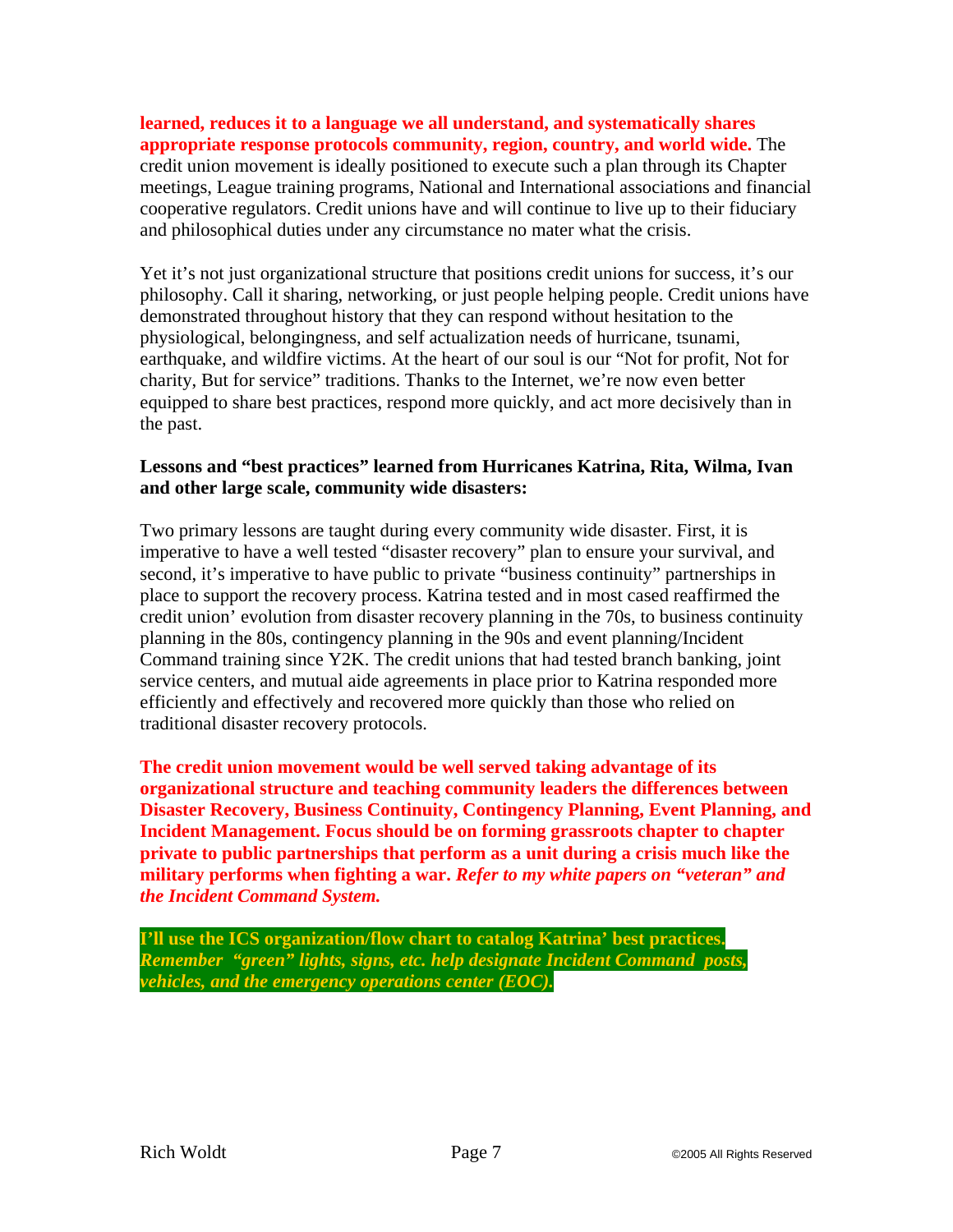**learned, reduces it to a language we all understand, and systematically shares appropriate response protocols community, region, country, and world wide.** The credit union movement is ideally positioned to execute such a plan through its Chapter meetings, League training programs, National and International associations and financial cooperative regulators. Credit unions have and will continue to live up to their fiduciary and philosophical duties under any circumstance no mater what the crisis.

Yet it's not just organizational structure that positions credit unions for success, it's our philosophy. Call it sharing, networking, or just people helping people. Credit unions have demonstrated throughout history that they can respond without hesitation to the physiological, belongingness, and self actualization needs of hurricane, tsunami, earthquake, and wildfire victims. At the heart of our soul is our "Not for profit, Not for charity, But for service" traditions. Thanks to the Internet, we're now even better equipped to share best practices, respond more quickly, and act more decisively than in the past.

**Lessons and "best practices" learned from Hurricanes Katrina, Rita, Wilma, Ivan and other large scale, community wide disasters:**

Two primary lessons are taught during every community wide disaster. First, it is imperative to have a well tested "disaster recovery" plan to ensure your survival, and second, it's imperative to have public to private "business continuity" partnerships in place to support the recovery process. Katrina tested and in most cased reaffirmed the credit union' evolution from disaster recovery planning in the 70s, to business continuity planning in the 80s, contingency planning in the 90s and event planning/Incident Command training since Y2K. The credit unions that had tested branch banking, joint service centers, and mutual aide agreements in place prior to Katrina responded more efficiently and effectively and recovered more quickly than those who relied on traditional disaster recovery protocols.

**The credit union movement would be well served taking advantage of its organizational structure and teaching community leaders the differences between Disaster Recovery, Business Continuity, Contingency Planning, Event Planning, and Incident Management. Focus should be on forming grassroots chapter to chapter private to public partnerships that perform as a unit during a crisis much like the military performs when fighting a war.** ***Refer to my white papers on "veteran" and the Incident Command System.***

**I'll use the ICS organization/flow chart to catalog Katrina' best practices.** ***Remember "green" lights, signs, etc. help designate Incident Command posts, vehicles, and the emergency operations center (EOC).***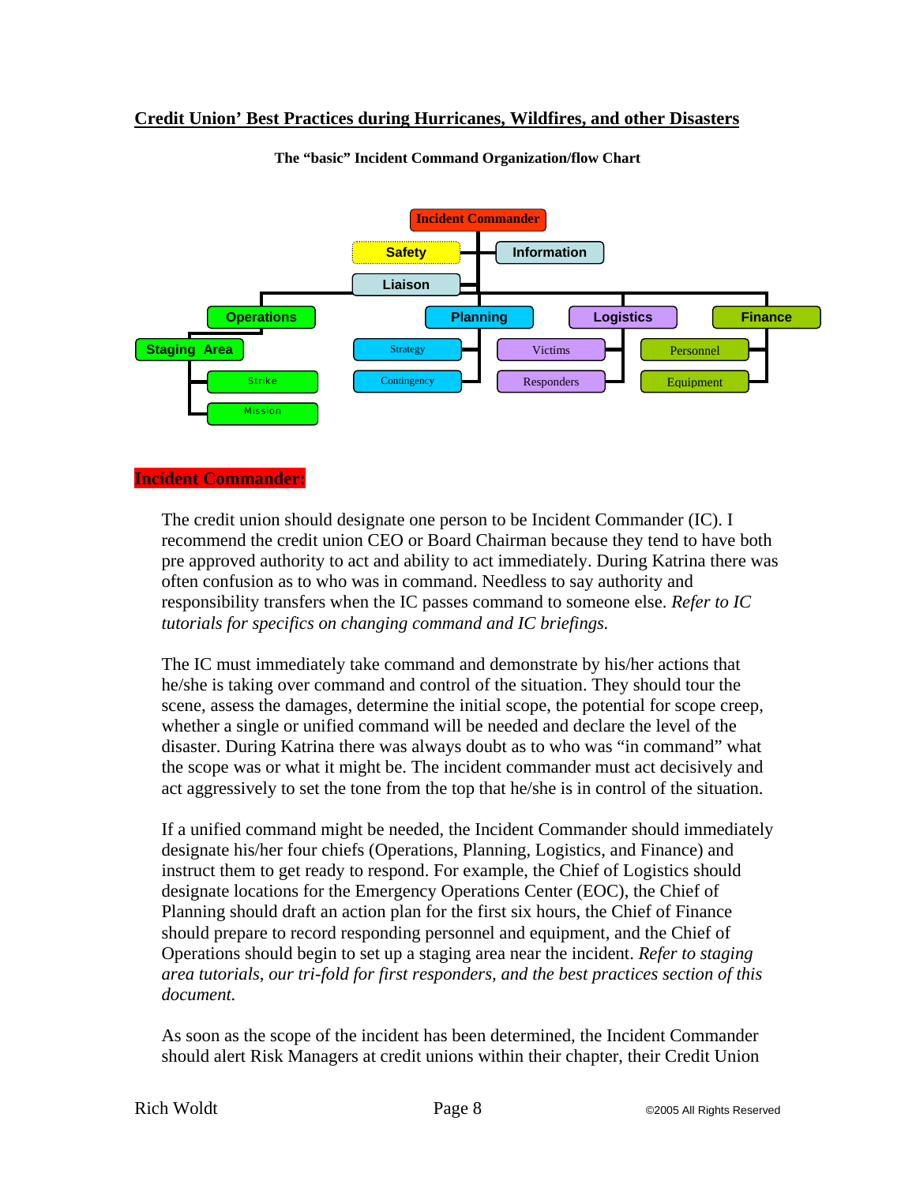**The "basic" Incident Command Organization/flow Chart**

- Incident Commander
  - Safety
  - Information
  - Liaison
  - Operations
    - Staging Area
      - Strike
      - Mission
  - Planning
    - Strategy
    - Contingency
  - Logistics
    - Victims
    - Responders
  - Finance
    - Personnel
    - Equipment

## Incident Commander:

The credit union should designate one person to be Incident Commander (IC). I recommend the credit union CEO or Board Chairman because they tend to have both pre approved authority to act and ability to act immediately. During Katrina there was often confusion as to who was in command. Needless to say authority and responsibility transfers when the IC passes command to someone else. *Refer to IC tutorials for specifics on changing command and IC briefings.*

The IC must immediately take command and demonstrate by his/her actions that he/she is taking over command and control of the situation. They should tour the scene, assess the damages, determine the initial scope, the potential for scope creep, whether a single or unified command will be needed and declare the level of the disaster. During Katrina there was always doubt as to who was "in command" what the scope was or what it might be. The incident commander must act decisively and act aggressively to set the tone from the top that he/she is in control of the situation.

If a unified command might be needed, the Incident Commander should immediately designate his/her four chiefs (Operations, Planning, Logistics, and Finance) and instruct them to get ready to respond. For example, the Chief of Logistics should designate locations for the Emergency Operations Center (EOC), the Chief of Planning should draft an action plan for the first six hours, the Chief of Finance should prepare to record responding personnel and equipment, and the Chief of Operations should begin to set up a staging area near the incident. *Refer to staging area tutorials, our tri-fold for first responders, and the best practices section of this document.*

As soon as the scope of the incident has been determined, the Incident Commander should alert Risk Managers at credit unions within their chapter, their Credit Union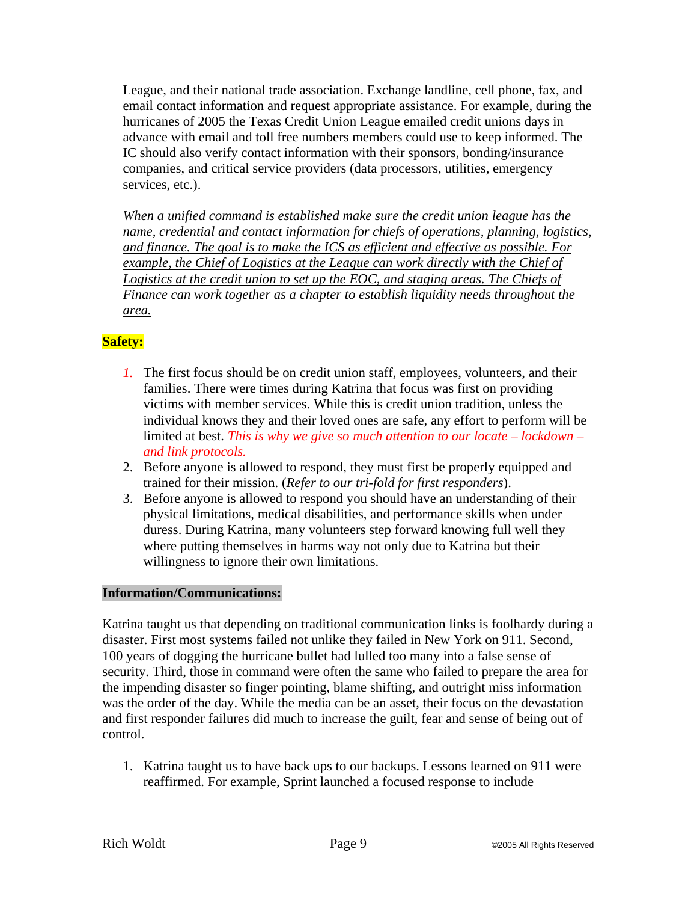League, and their national trade association. Exchange landline, cell phone, fax, and email contact information and request appropriate assistance. For example, during the hurricanes of 2005 the Texas Credit Union League emailed credit unions days in advance with email and toll free numbers members could use to keep informed. The IC should also verify contact information with their sponsors, bonding/insurance companies, and critical service providers (data processors, utilities, emergency services, etc.).

*When a unified command is established make sure the credit union league has the name, credential and contact information for chiefs of operations, planning, logistics, and finance. The goal is to make the ICS as efficient and effective as possible. For example, the Chief of Logistics at the League can work directly with the Chief of Logistics at the credit union to set up the EOC, and staging areas. The Chiefs of Finance can work together as a chapter to establish liquidity needs throughout the area.*

**Safety:**

1. The first focus should be on credit union staff, employees, volunteers, and their families. There were times during Katrina that focus was first on providing victims with member services. While this is credit union tradition, unless the individual knows they and their loved ones are safe, any effort to perform will be limited at best. *This is why we give so much attention to our locate – lockdown – and link protocols.*
2. Before anyone is allowed to respond, they must first be properly equipped and trained for their mission. (*Refer to our tri-fold for first responders*).
3. Before anyone is allowed to respond you should have an understanding of their physical limitations, medical disabilities, and performance skills when under duress. During Katrina, many volunteers step forward knowing full well they where putting themselves in harms way not only due to Katrina but their willingness to ignore their own limitations.

**Information/Communications:**

Katrina taught us that depending on traditional communication links is foolhardy during a disaster. First most systems failed not unlike they failed in New York on 911. Second, 100 years of dogging the hurricane bullet had lulled too many into a false sense of security. Third, those in command were often the same who failed to prepare the area for the impending disaster so finger pointing, blame shifting, and outright miss information was the order of the day. While the media can be an asset, their focus on the devastation and first responder failures did much to increase the guilt, fear and sense of being out of control.

1. Katrina taught us to have back ups to our backups. Lessons learned on 911 were reaffirmed. For example, Sprint launched a focused response to include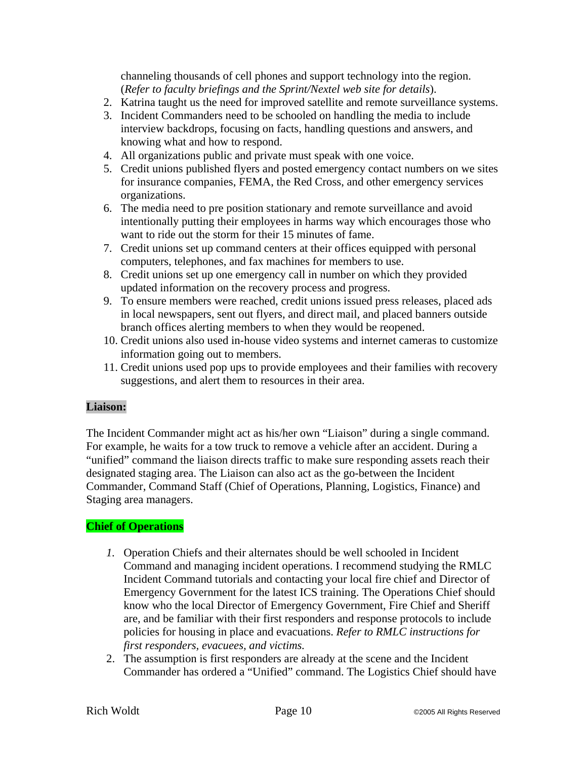channeling thousands of cell phones and support technology into the region. (*Refer to faculty briefings and the Sprint/Nextel web site for details*).

2. Katrina taught us the need for improved satellite and remote surveillance systems.
3. Incident Commanders need to be schooled on handling the media to include interview backdrops, focusing on facts, handling questions and answers, and knowing what and how to respond.
4. All organizations public and private must speak with one voice.
5. Credit unions published flyers and posted emergency contact numbers on we sites for insurance companies, FEMA, the Red Cross, and other emergency services organizations.
6. The media need to pre position stationary and remote surveillance and avoid intentionally putting their employees in harms way which encourages those who want to ride out the storm for their 15 minutes of fame.
7. Credit unions set up command centers at their offices equipped with personal computers, telephones, and fax machines for members to use.
8. Credit unions set up one emergency call in number on which they provided updated information on the recovery process and progress.
9. To ensure members were reached, credit unions issued press releases, placed ads in local newspapers, sent out flyers, and direct mail, and placed banners outside branch offices alerting members to when they would be reopened.
10. Credit unions also used in-house video systems and internet cameras to customize information going out to members.
11. Credit unions used pop ups to provide employees and their families with recovery suggestions, and alert them to resources in their area.

**Liaison:**

The Incident Commander might act as his/her own "Liaison" during a single command. For example, he waits for a tow truck to remove a vehicle after an accident. During a "unified" command the liaison directs traffic to make sure responding assets reach their designated staging area. The Liaison can also act as the go-between the Incident Commander, Command Staff (Chief of Operations, Planning, Logistics, Finance) and Staging area managers.

**Chief of Operations**

1. Operation Chiefs and their alternates should be well schooled in Incident Command and managing incident operations. I recommend studying the RMLC Incident Command tutorials and contacting your local fire chief and Director of Emergency Government for the latest ICS training. The Operations Chief should know who the local Director of Emergency Government, Fire Chief and Sheriff are, and be familiar with their first responders and response protocols to include policies for housing in place and evacuations. *Refer to RMLC instructions for first responders, evacuees, and victims.*
2. The assumption is first responders are already at the scene and the Incident Commander has ordered a "Unified" command. The Logistics Chief should have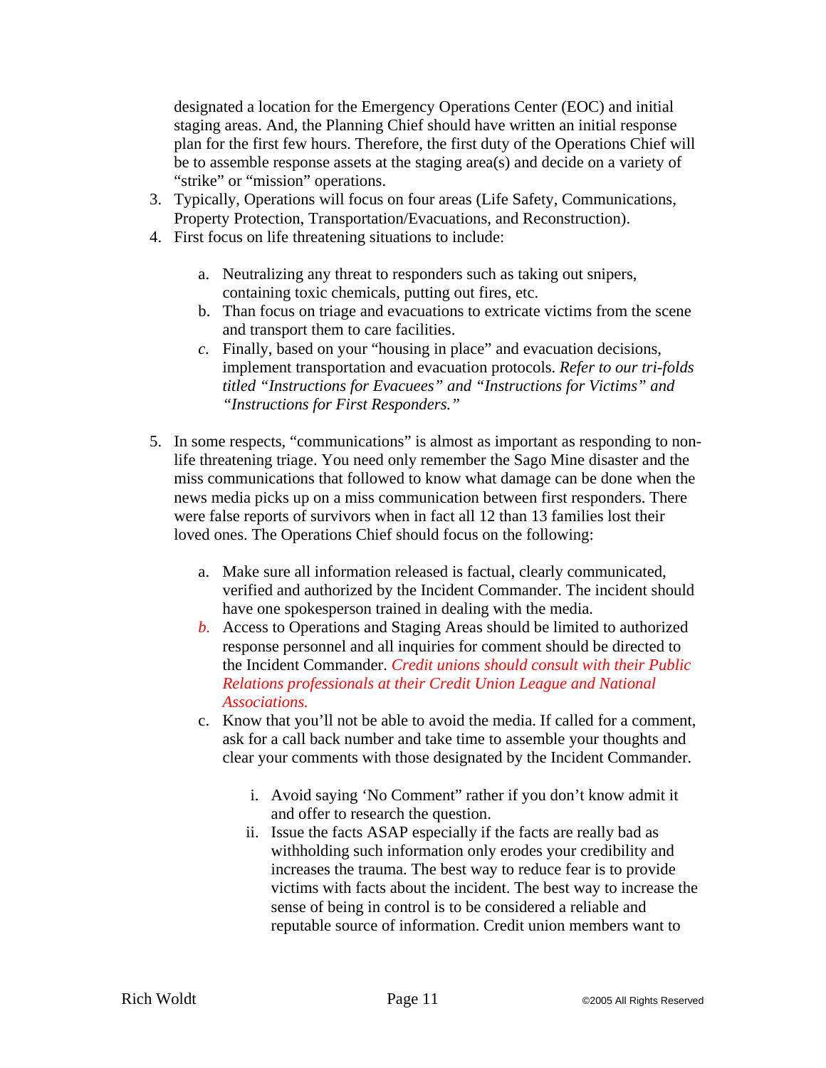designated a location for the Emergency Operations Center (EOC) and initial staging areas. And, the Planning Chief should have written an initial response plan for the first few hours. Therefore, the first duty of the Operations Chief will be to assemble response assets at the staging area(s) and decide on a variety of "strike" or "mission" operations.

3. Typically, Operations will focus on four areas (Life Safety, Communications, Property Protection, Transportation/Evacuations, and Reconstruction).
4. First focus on life threatening situations to include:

    a. Neutralizing any threat to responders such as taking out snipers, containing toxic chemicals, putting out fires, etc.
    b. Than focus on triage and evacuations to extricate victims from the scene and transport them to care facilities.
    c. Finally, based on your "housing in place" and evacuation decisions, implement transportation and evacuation protocols. *Refer to our tri-folds titled "Instructions for Evacuees" and "Instructions for Victims" and "Instructions for First Responders."*

5. In some respects, "communications" is almost as important as responding to non-life threatening triage. You need only remember the Sago Mine disaster and the miss communications that followed to know what damage can be done when the news media picks up on a miss communication between first responders. There were false reports of survivors when in fact all 12 than 13 families lost their loved ones. The Operations Chief should focus on the following:

    a. Make sure all information released is factual, clearly communicated, verified and authorized by the Incident Commander. The incident should have one spokesperson trained in dealing with the media.
    b. Access to Operations and Staging Areas should be limited to authorized response personnel and all inquiries for comment should be directed to the Incident Commander. *Credit unions should consult with their Public Relations professionals at their Credit Union League and National Associations.*
    c. Know that you'll not be able to avoid the media. If called for a comment, ask for a call back number and take time to assemble your thoughts and clear your comments with those designated by the Incident Commander.

        i. Avoid saying 'No Comment" rather if you don't know admit it and offer to research the question.
        ii. Issue the facts ASAP especially if the facts are really bad as withholding such information only erodes your credibility and increases the trauma. The best way to reduce fear is to provide victims with facts about the incident. The best way to increase the sense of being in control is to be considered a reliable and reputable source of information. Credit union members want to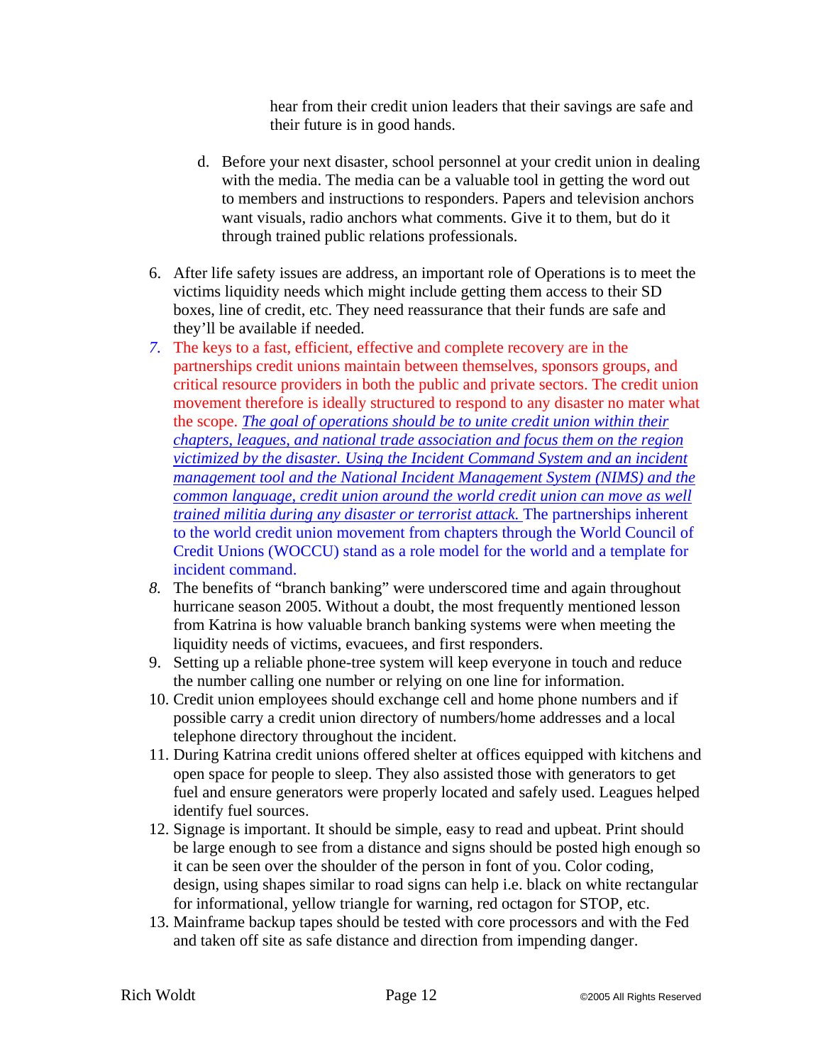hear from their credit union leaders that their savings are safe and their future is in good hands.

d. Before your next disaster, school personnel at your credit union in dealing with the media. The media can be a valuable tool in getting the word out to members and instructions to responders. Papers and television anchors want visuals, radio anchors what comments. Give it to them, but do it through trained public relations professionals.

6. After life safety issues are address, an important role of Operations is to meet the victims liquidity needs which might include getting them access to their SD boxes, line of credit, etc. They need reassurance that their funds are safe and they'll be available if needed.
7. The keys to a fast, efficient, effective and complete recovery are in the partnerships credit unions maintain between themselves, sponsors groups, and critical resource providers in both the public and private sectors. The credit union movement therefore is ideally structured to respond to any disaster no mater what the scope. *The goal of operations should be to unite credit union within their chapters, leagues, and national trade association and focus them on the region victimized by the disaster. Using the Incident Command System and an incident management tool and the National Incident Management System (NIMS) and the common language, credit union around the world credit union can move as well trained militia during any disaster or terrorist attack.* The partnerships inherent to the world credit union movement from chapters through the World Council of Credit Unions (WOCCU) stand as a role model for the world and a template for incident command.
8. The benefits of "branch banking" were underscored time and again throughout hurricane season 2005. Without a doubt, the most frequently mentioned lesson from Katrina is how valuable branch banking systems were when meeting the liquidity needs of victims, evacuees, and first responders.
9. Setting up a reliable phone-tree system will keep everyone in touch and reduce the number calling one number or relying on one line for information.
10. Credit union employees should exchange cell and home phone numbers and if possible carry a credit union directory of numbers/home addresses and a local telephone directory throughout the incident.
11. During Katrina credit unions offered shelter at offices equipped with kitchens and open space for people to sleep. They also assisted those with generators to get fuel and ensure generators were properly located and safely used. Leagues helped identify fuel sources.
12. Signage is important. It should be simple, easy to read and upbeat. Print should be large enough to see from a distance and signs should be posted high enough so it can be seen over the shoulder of the person in font of you. Color coding, design, using shapes similar to road signs can help i.e. black on white rectangular for informational, yellow triangle for warning, red octagon for STOP, etc.
13. Mainframe backup tapes should be tested with core processors and with the Fed and taken off site as safe distance and direction from impending danger.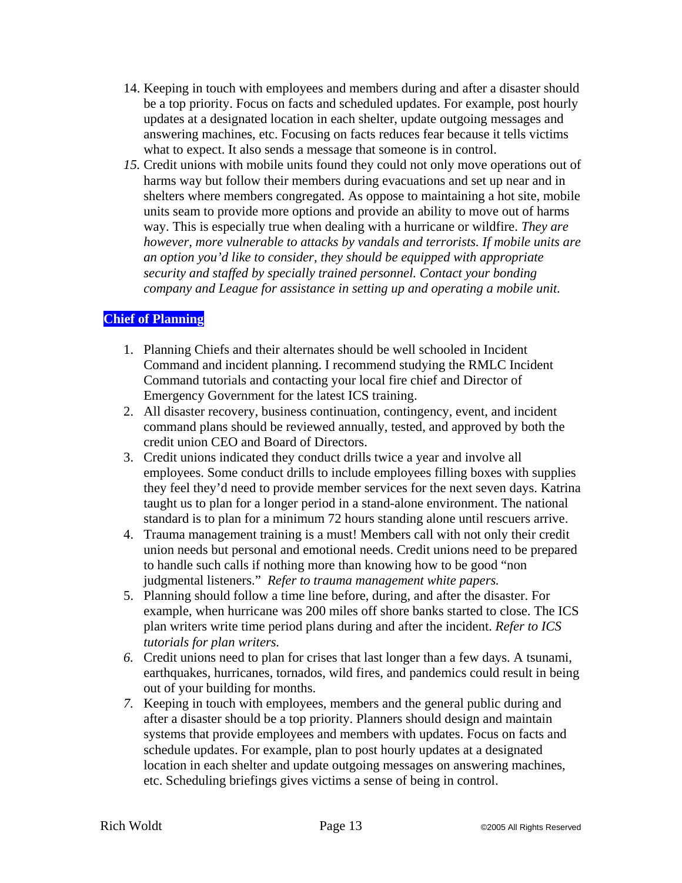14. Keeping in touch with employees and members during and after a disaster should be a top priority. Focus on facts and scheduled updates. For example, post hourly updates at a designated location in each shelter, update outgoing messages and answering machines, etc. Focusing on facts reduces fear because it tells victims what to expect. It also sends a message that someone is in control.
15. Credit unions with mobile units found they could not only move operations out of harms way but follow their members during evacuations and set up near and in shelters where members congregated. As oppose to maintaining a hot site, mobile units seam to provide more options and provide an ability to move out of harms way. This is especially true when dealing with a hurricane or wildfire. *They are however, more vulnerable to attacks by vandals and terrorists. If mobile units are an option you'd like to consider, they should be equipped with appropriate security and staffed by specially trained personnel. Contact your bonding company and League for assistance in setting up and operating a mobile unit.*

**Chief of Planning**

1. Planning Chiefs and their alternates should be well schooled in Incident Command and incident planning. I recommend studying the RMLC Incident Command tutorials and contacting your local fire chief and Director of Emergency Government for the latest ICS training.
2. All disaster recovery, business continuation, contingency, event, and incident command plans should be reviewed annually, tested, and approved by both the credit union CEO and Board of Directors.
3. Credit unions indicated they conduct drills twice a year and involve all employees. Some conduct drills to include employees filling boxes with supplies they feel they'd need to provide member services for the next seven days. Katrina taught us to plan for a longer period in a stand-alone environment. The national standard is to plan for a minimum 72 hours standing alone until rescuers arrive.
4. Trauma management training is a must! Members call with not only their credit union needs but personal and emotional needs. Credit unions need to be prepared to handle such calls if nothing more than knowing how to be good "non judgmental listeners." *Refer to trauma management white papers.*
5. Planning should follow a time line before, during, and after the disaster. For example, when hurricane was 200 miles off shore banks started to close. The ICS plan writers write time period plans during and after the incident. *Refer to ICS tutorials for plan writers.*
6. Credit unions need to plan for crises that last longer than a few days. A tsunami, earthquakes, hurricanes, tornados, wild fires, and pandemics could result in being out of your building for months.
7. Keeping in touch with employees, members and the general public during and after a disaster should be a top priority. Planners should design and maintain systems that provide employees and members with updates. Focus on facts and schedule updates. For example, plan to post hourly updates at a designated location in each shelter and update outgoing messages on answering machines, etc. Scheduling briefings gives victims a sense of being in control.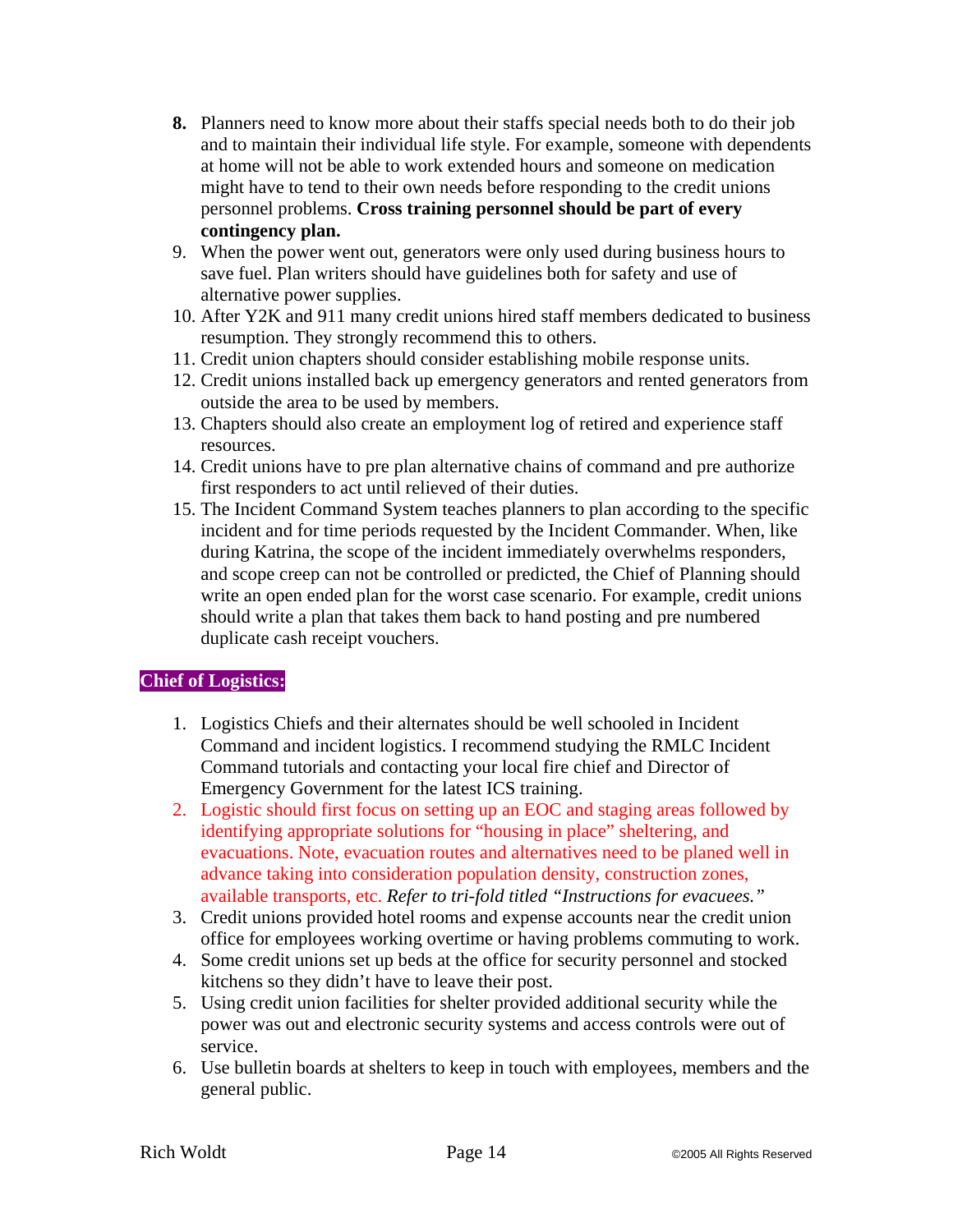8. Planners need to know more about their staffs special needs both to do their job and to maintain their individual life style. For example, someone with dependents at home will not be able to work extended hours and someone on medication might have to tend to their own needs before responding to the credit unions personnel problems. **Cross training personnel should be part of every contingency plan.**
9. When the power went out, generators were only used during business hours to save fuel. Plan writers should have guidelines both for safety and use of alternative power supplies.
10. After Y2K and 911 many credit unions hired staff members dedicated to business resumption. They strongly recommend this to others.
11. Credit union chapters should consider establishing mobile response units.
12. Credit unions installed back up emergency generators and rented generators from outside the area to be used by members.
13. Chapters should also create an employment log of retired and experience staff resources.
14. Credit unions have to pre plan alternative chains of command and pre authorize first responders to act until relieved of their duties.
15. The Incident Command System teaches planners to plan according to the specific incident and for time periods requested by the Incident Commander. When, like during Katrina, the scope of the incident immediately overwhelms responders, and scope creep can not be controlled or predicted, the Chief of Planning should write an open ended plan for the worst case scenario. For example, credit unions should write a plan that takes them back to hand posting and pre numbered duplicate cash receipt vouchers.

**Chief of Logistics:**

1. Logistics Chiefs and their alternates should be well schooled in Incident Command and incident logistics. I recommend studying the RMLC Incident Command tutorials and contacting your local fire chief and Director of Emergency Government for the latest ICS training.
2. Logistic should first focus on setting up an EOC and staging areas followed by identifying appropriate solutions for "housing in place" sheltering, and evacuations. Note, evacuation routes and alternatives need to be planed well in advance taking into consideration population density, construction zones, available transports, etc. *Refer to tri-fold titled "Instructions for evacuees."*
3. Credit unions provided hotel rooms and expense accounts near the credit union office for employees working overtime or having problems commuting to work.
4. Some credit unions set up beds at the office for security personnel and stocked kitchens so they didn't have to leave their post.
5. Using credit union facilities for shelter provided additional security while the power was out and electronic security systems and access controls were out of service.
6. Use bulletin boards at shelters to keep in touch with employees, members and the general public.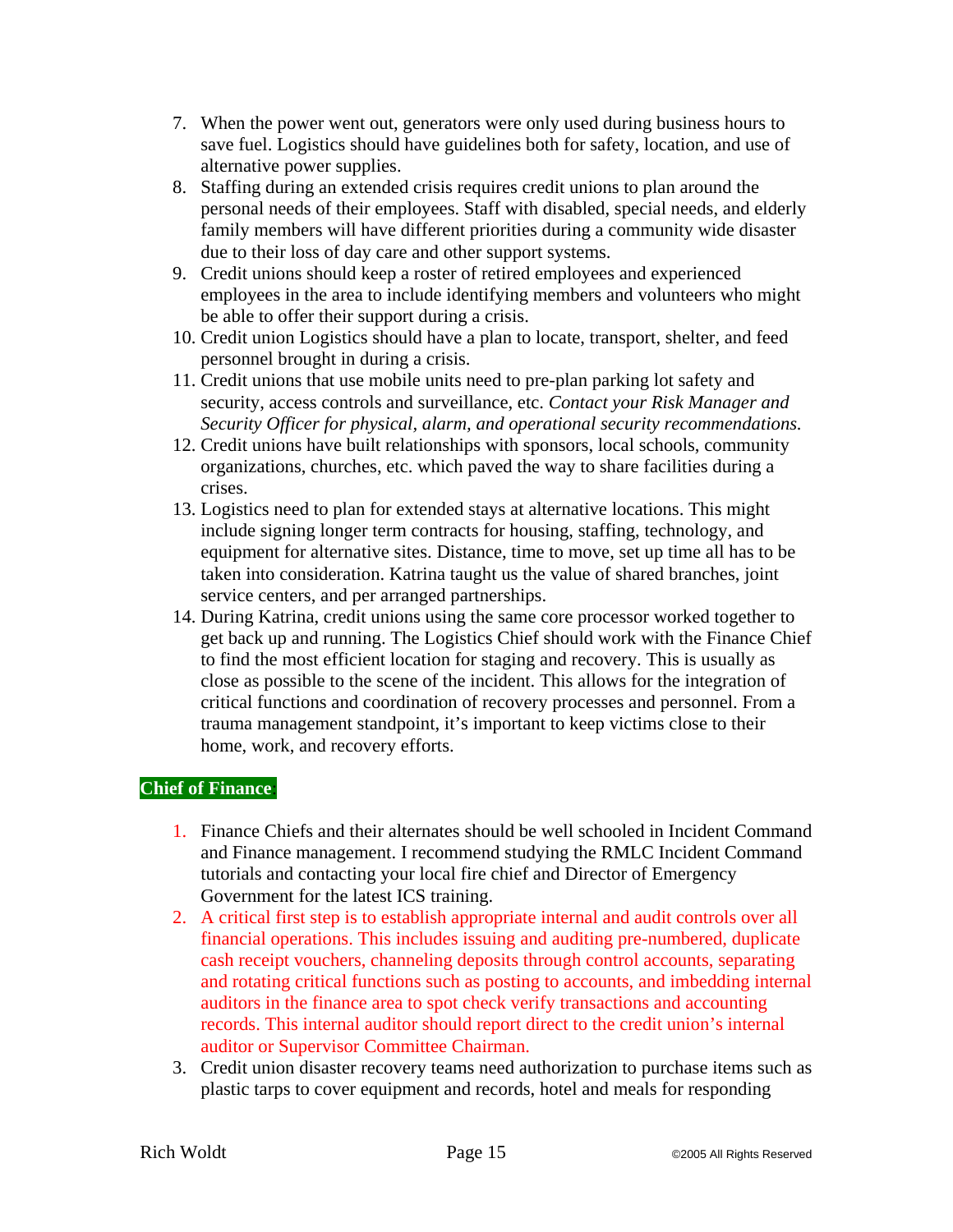7. When the power went out, generators were only used during business hours to save fuel. Logistics should have guidelines both for safety, location, and use of alternative power supplies.
8. Staffing during an extended crisis requires credit unions to plan around the personal needs of their employees. Staff with disabled, special needs, and elderly family members will have different priorities during a community wide disaster due to their loss of day care and other support systems.
9. Credit unions should keep a roster of retired employees and experienced employees in the area to include identifying members and volunteers who might be able to offer their support during a crisis.
10. Credit union Logistics should have a plan to locate, transport, shelter, and feed personnel brought in during a crisis.
11. Credit unions that use mobile units need to pre-plan parking lot safety and security, access controls and surveillance, etc. *Contact your Risk Manager and Security Officer for physical, alarm, and operational security recommendations.*
12. Credit unions have built relationships with sponsors, local schools, community organizations, churches, etc. which paved the way to share facilities during a crises.
13. Logistics need to plan for extended stays at alternative locations. This might include signing longer term contracts for housing, staffing, technology, and equipment for alternative sites. Distance, time to move, set up time all has to be taken into consideration. Katrina taught us the value of shared branches, joint service centers, and per arranged partnerships.
14. During Katrina, credit unions using the same core processor worked together to get back up and running. The Logistics Chief should work with the Finance Chief to find the most efficient location for staging and recovery. This is usually as close as possible to the scene of the incident. This allows for the integration of critical functions and coordination of recovery processes and personnel. From a trauma management standpoint, it's important to keep victims close to their home, work, and recovery efforts.

**Chief of Finance**

1. Finance Chiefs and their alternates should be well schooled in Incident Command and Finance management. I recommend studying the RMLC Incident Command tutorials and contacting your local fire chief and Director of Emergency Government for the latest ICS training.
2. A critical first step is to establish appropriate internal and audit controls over all financial operations. This includes issuing and auditing pre-numbered, duplicate cash receipt vouchers, channeling deposits through control accounts, separating and rotating critical functions such as posting to accounts, and imbedding internal auditors in the finance area to spot check verify transactions and accounting records. This internal auditor should report direct to the credit union's internal auditor or Supervisor Committee Chairman.
3. Credit union disaster recovery teams need authorization to purchase items such as plastic tarps to cover equipment and records, hotel and meals for responding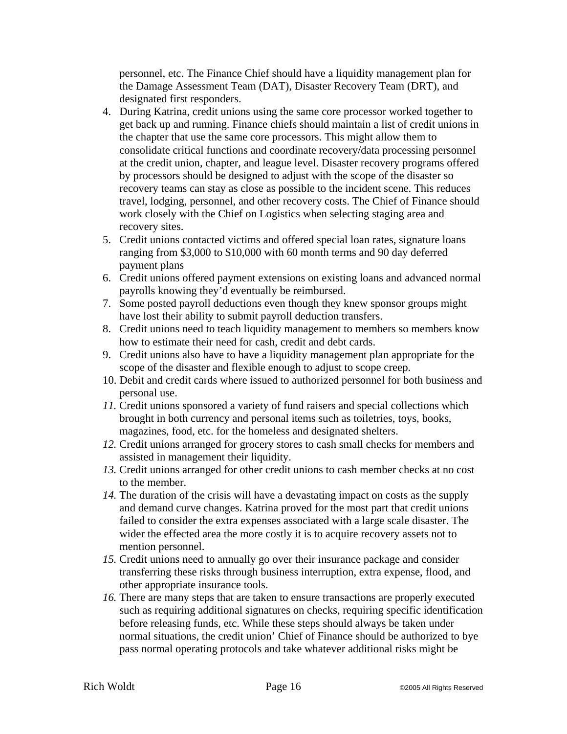personnel, etc. The Finance Chief should have a liquidity management plan for the Damage Assessment Team (DAT), Disaster Recovery Team (DRT), and designated first responders.

4. During Katrina, credit unions using the same core processor worked together to get back up and running. Finance chiefs should maintain a list of credit unions in the chapter that use the same core processors. This might allow them to consolidate critical functions and coordinate recovery/data processing personnel at the credit union, chapter, and league level. Disaster recovery programs offered by processors should be designed to adjust with the scope of the disaster so recovery teams can stay as close as possible to the incident scene. This reduces travel, lodging, personnel, and other recovery costs. The Chief of Finance should work closely with the Chief on Logistics when selecting staging area and recovery sites.
5. Credit unions contacted victims and offered special loan rates, signature loans ranging from $3,000 to $10,000 with 60 month terms and 90 day deferred payment plans
6. Credit unions offered payment extensions on existing loans and advanced normal payrolls knowing they'd eventually be reimbursed.
7. Some posted payroll deductions even though they knew sponsor groups might have lost their ability to submit payroll deduction transfers.
8. Credit unions need to teach liquidity management to members so members know how to estimate their need for cash, credit and debt cards.
9. Credit unions also have to have a liquidity management plan appropriate for the scope of the disaster and flexible enough to adjust to scope creep.
10. Debit and credit cards where issued to authorized personnel for both business and personal use.
11. Credit unions sponsored a variety of fund raisers and special collections which brought in both currency and personal items such as toiletries, toys, books, magazines, food, etc. for the homeless and designated shelters.
12. Credit unions arranged for grocery stores to cash small checks for members and assisted in management their liquidity.
13. Credit unions arranged for other credit unions to cash member checks at no cost to the member.
14. The duration of the crisis will have a devastating impact on costs as the supply and demand curve changes. Katrina proved for the most part that credit unions failed to consider the extra expenses associated with a large scale disaster. The wider the effected area the more costly it is to acquire recovery assets not to mention personnel.
15. Credit unions need to annually go over their insurance package and consider transferring these risks through business interruption, extra expense, flood, and other appropriate insurance tools.
16. There are many steps that are taken to ensure transactions are properly executed such as requiring additional signatures on checks, requiring specific identification before releasing funds, etc. While these steps should always be taken under normal situations, the credit union' Chief of Finance should be authorized to bye pass normal operating protocols and take whatever additional risks might be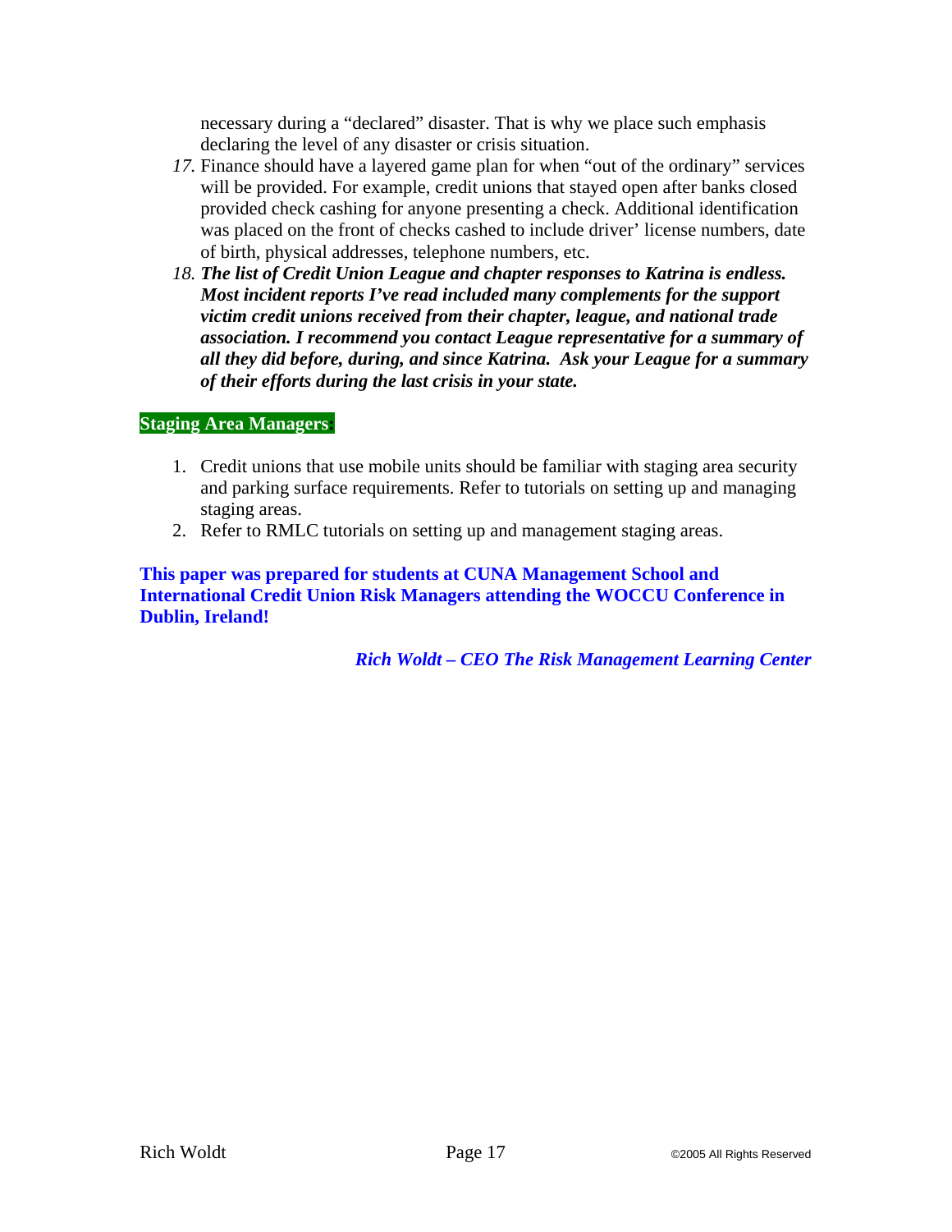necessary during a "declared" disaster. That is why we place such emphasis declaring the level of any disaster or crisis situation.

17. Finance should have a layered game plan for when "out of the ordinary" services will be provided. For example, credit unions that stayed open after banks closed provided check cashing for anyone presenting a check. Additional identification was placed on the front of checks cashed to include driver' license numbers, date of birth, physical addresses, telephone numbers, etc.
18. ***The list of Credit Union League and chapter responses to Katrina is endless. Most incident reports I've read included many complements for the support victim credit unions received from their chapter, league, and national trade association. I recommend you contact League representative for a summary of all they did before, during, and since Katrina. Ask your League for a summary of their efforts during the last crisis in your state.***

**Staging Area Managers**:

1. Credit unions that use mobile units should be familiar with staging area security and parking surface requirements. Refer to tutorials on setting up and managing staging areas.
2. Refer to RMLC tutorials on setting up and management staging areas.

**This paper was prepared for students at CUNA Management School and International Credit Union Risk Managers attending the WOCCU Conference in Dublin, Ireland!**

***Rich Woldt – CEO The Risk Management Learning Center***